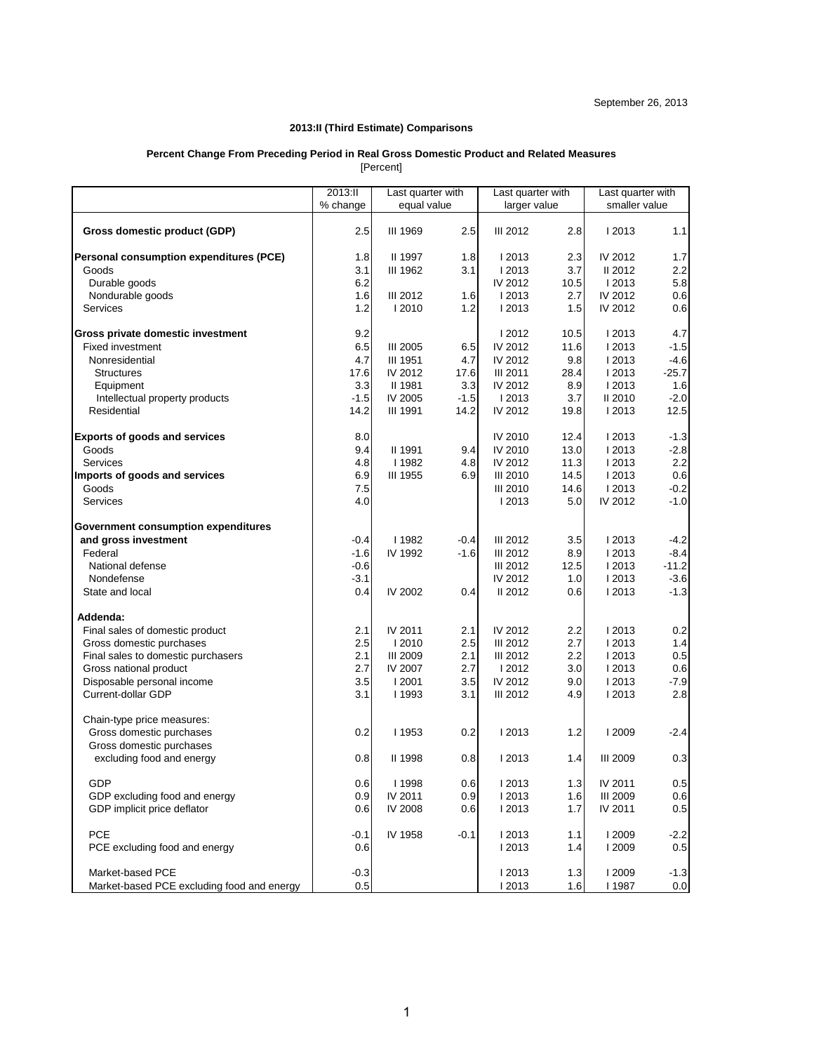September 26, 2013

## 2013:II (Third Estimate) Comparisons

### Percent Change From Preceding Period in Real Gross Domestic Product and Related Measures

[Percent]

| | 2013:II % change | Last quarter with equal value | | Last quarter with larger value | | Last quarter with smaller value | |
|---|---|---|---|---|---|---|---|
| **Gross domestic product (GDP)** | 2.5 | III 1969 | 2.5 | III 2012 | 2.8 | I 2013 | 1.1 |
| **Personal consumption expenditures (PCE)** | 1.8 | II 1997 | 1.8 | I 2013 | 2.3 | IV 2012 | 1.7 |
| Goods | 3.1 | III 1962 | 3.1 | I 2013 | 3.7 | II 2012 | 2.2 |
| Durable goods | 6.2 | | | IV 2012 | 10.5 | I 2013 | 5.8 |
| Nondurable goods | 1.6 | III 2012 | 1.6 | I 2013 | 2.7 | IV 2012 | 0.6 |
| Services | 1.2 | I 2010 | 1.2 | I 2013 | 1.5 | IV 2012 | 0.6 |
| **Gross private domestic investment** | 9.2 | | | I 2012 | 10.5 | I 2013 | 4.7 |
| Fixed investment | 6.5 | III 2005 | 6.5 | IV 2012 | 11.6 | I 2013 | -1.5 |
| Nonresidential | 4.7 | III 1951 | 4.7 | IV 2012 | 9.8 | I 2013 | -4.6 |
| Structures | 17.6 | IV 2012 | 17.6 | III 2011 | 28.4 | I 2013 | -25.7 |
| Equipment | 3.3 | II 1981 | 3.3 | IV 2012 | 8.9 | I 2013 | 1.6 |
| Intellectual property products | -1.5 | IV 2005 | -1.5 | I 2013 | 3.7 | II 2010 | -2.0 |
| Residential | 14.2 | III 1991 | 14.2 | IV 2012 | 19.8 | I 2013 | 12.5 |
| **Exports of goods and services** | 8.0 | | | IV 2010 | 12.4 | I 2013 | -1.3 |
| Goods | 9.4 | II 1991 | 9.4 | IV 2010 | 13.0 | I 2013 | -2.8 |
| Services | 4.8 | I 1982 | 4.8 | IV 2012 | 11.3 | I 2013 | 2.2 |
| **Imports of goods and services** | 6.9 | III 1955 | 6.9 | III 2010 | 14.5 | I 2013 | 0.6 |
| Goods | 7.5 | | | III 2010 | 14.6 | I 2013 | -0.2 |
| Services | 4.0 | | | I 2013 | 5.0 | IV 2012 | -1.0 |
| **Government consumption expenditures and gross investment** | -0.4 | I 1982 | -0.4 | III 2012 | 3.5 | I 2013 | -4.2 |
| Federal | -1.6 | IV 1992 | -1.6 | III 2012 | 8.9 | I 2013 | -8.4 |
| National defense | -0.6 | | | III 2012 | 12.5 | I 2013 | -11.2 |
| Nondefense | -3.1 | | | IV 2012 | 1.0 | I 2013 | -3.6 |
| State and local | 0.4 | IV 2002 | 0.4 | II 2012 | 0.6 | I 2013 | -1.3 |
| **Addenda:** | | | | | | | |
| Final sales of domestic product | 2.1 | IV 2011 | 2.1 | IV 2012 | 2.2 | I 2013 | 0.2 |
| Gross domestic purchases | 2.5 | I 2010 | 2.5 | III 2012 | 2.7 | I 2013 | 1.4 |
| Final sales to domestic purchasers | 2.1 | III 2009 | 2.1 | III 2012 | 2.2 | I 2013 | 0.5 |
| Gross national product | 2.7 | IV 2007 | 2.7 | I 2012 | 3.0 | I 2013 | 0.6 |
| Disposable personal income | 3.5 | I 2001 | 3.5 | IV 2012 | 9.0 | I 2013 | -7.9 |
| Current-dollar GDP | 3.1 | I 1993 | 3.1 | III 2012 | 4.9 | I 2013 | 2.8 |
| Chain-type price measures: | | | | | | | |
| Gross domestic purchases | 0.2 | I 1953 | 0.2 | I 2013 | 1.2 | I 2009 | -2.4 |
| Gross domestic purchases excluding food and energy | 0.8 | II 1998 | 0.8 | I 2013 | 1.4 | III 2009 | 0.3 |
| GDP | 0.6 | I 1998 | 0.6 | I 2013 | 1.3 | IV 2011 | 0.5 |
| GDP excluding food and energy | 0.9 | IV 2011 | 0.9 | I 2013 | 1.6 | III 2009 | 0.6 |
| GDP implicit price deflator | 0.6 | IV 2008 | 0.6 | I 2013 | 1.7 | IV 2011 | 0.5 |
| PCE | -0.1 | IV 1958 | -0.1 | I 2013 | 1.1 | I 2009 | -2.2 |
| PCE excluding food and energy | 0.6 | | | I 2013 | 1.4 | I 2009 | 0.5 |
| Market-based PCE | -0.3 | | | I 2013 | 1.3 | I 2009 | -1.3 |
| Market-based PCE excluding food and energy | 0.5 | | | I 2013 | 1.6 | I 1987 | 0.0 |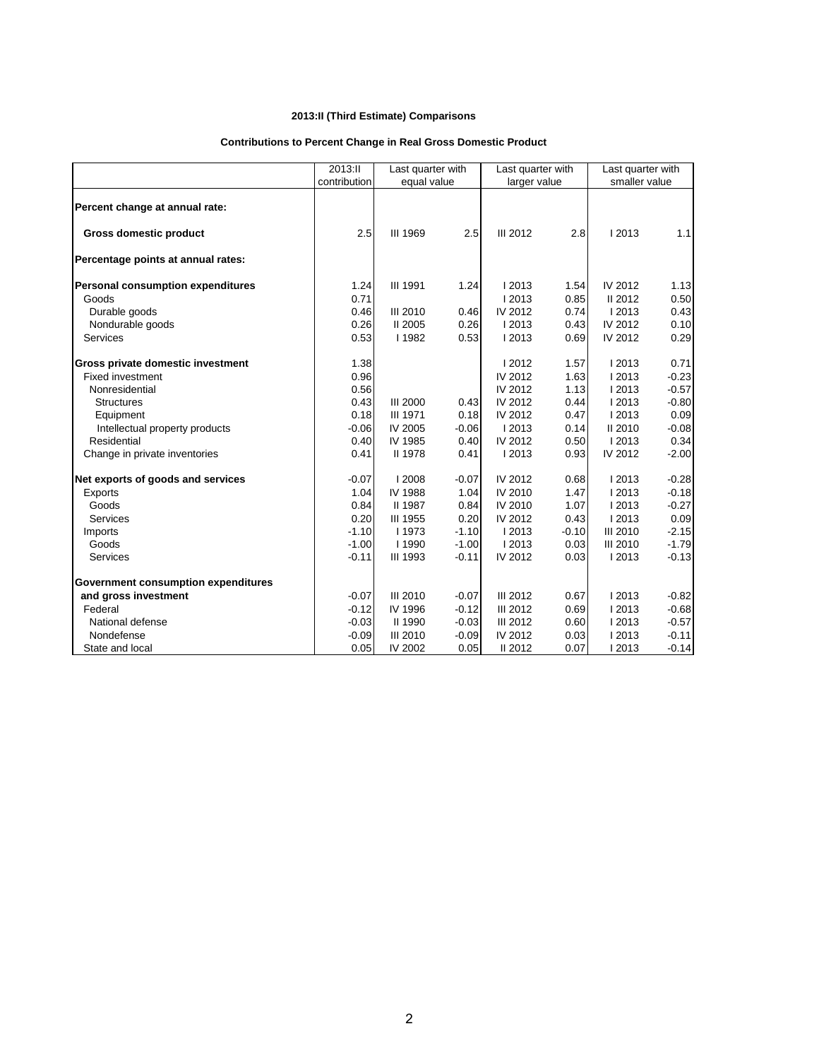## 2013:II (Third Estimate) Comparisons

### Contributions to Percent Change in Real Gross Domestic Product

| | 2013:II contribution | Last quarter with equal value | | Last quarter with larger value | | Last quarter with smaller value | |
|---|---|---|---|---|---|---|---|
| **Percent change at annual rate:** | | | | | | | |
| **Gross domestic product** | 2.5 | III 1969 | 2.5 | III 2012 | 2.8 | I 2013 | 1.1 |
| **Percentage points at annual rates:** | | | | | | | |
| **Personal consumption expenditures** | 1.24 | III 1991 | 1.24 | I 2013 | 1.54 | IV 2012 | 1.13 |
| Goods | 0.71 | | | I 2013 | 0.85 | II 2012 | 0.50 |
| Durable goods | 0.46 | III 2010 | 0.46 | IV 2012 | 0.74 | I 2013 | 0.43 |
| Nondurable goods | 0.26 | II 2005 | 0.26 | I 2013 | 0.43 | IV 2012 | 0.10 |
| Services | 0.53 | I 1982 | 0.53 | I 2013 | 0.69 | IV 2012 | 0.29 |
| **Gross private domestic investment** | 1.38 | | | I 2012 | 1.57 | I 2013 | 0.71 |
| Fixed investment | 0.96 | | | IV 2012 | 1.63 | I 2013 | -0.23 |
| Nonresidential | 0.56 | | | IV 2012 | 1.13 | I 2013 | -0.57 |
| Structures | 0.43 | III 2000 | 0.43 | IV 2012 | 0.44 | I 2013 | -0.80 |
| Equipment | 0.18 | III 1971 | 0.18 | IV 2012 | 0.47 | I 2013 | 0.09 |
| Intellectual property products | -0.06 | IV 2005 | -0.06 | I 2013 | 0.14 | II 2010 | -0.08 |
| Residential | 0.40 | IV 1985 | 0.40 | IV 2012 | 0.50 | I 2013 | 0.34 |
| Change in private inventories | 0.41 | II 1978 | 0.41 | I 2013 | 0.93 | IV 2012 | -2.00 |
| **Net exports of goods and services** | -0.07 | I 2008 | -0.07 | IV 2012 | 0.68 | I 2013 | -0.28 |
| Exports | 1.04 | IV 1988 | 1.04 | IV 2010 | 1.47 | I 2013 | -0.18 |
| Goods | 0.84 | II 1987 | 0.84 | IV 2010 | 1.07 | I 2013 | -0.27 |
| Services | 0.20 | III 1955 | 0.20 | IV 2012 | 0.43 | I 2013 | 0.09 |
| Imports | -1.10 | I 1973 | -1.10 | I 2013 | -0.10 | III 2010 | -2.15 |
| Goods | -1.00 | I 1990 | -1.00 | I 2013 | 0.03 | III 2010 | -1.79 |
| Services | -0.11 | III 1993 | -0.11 | IV 2012 | 0.03 | I 2013 | -0.13 |
| **Government consumption expenditures and gross investment** | -0.07 | III 2010 | -0.07 | III 2012 | 0.67 | I 2013 | -0.82 |
| Federal | -0.12 | IV 1996 | -0.12 | III 2012 | 0.69 | I 2013 | -0.68 |
| National defense | -0.03 | II 1990 | -0.03 | III 2012 | 0.60 | I 2013 | -0.57 |
| Nondefense | -0.09 | III 2010 | -0.09 | IV 2012 | 0.03 | I 2013 | -0.11 |
| State and local | 0.05 | IV 2002 | 0.05 | II 2012 | 0.07 | I 2013 | -0.14 |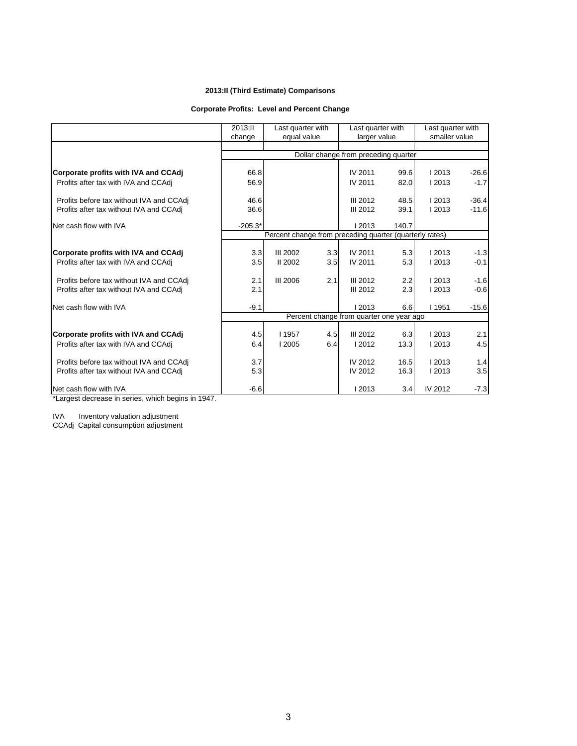**2013:II (Third Estimate) Comparisons**

**Corporate Profits: Level and Percent Change**

| | 2013:II change | Last quarter with equal value | | Last quarter with larger value | | Last quarter with smaller value | |
|---|---|---|---|---|---|---|---|
| | Dollar change from preceding quarter | | | | | | |
| **Corporate profits with IVA and CCAdj** | 66.8 | | | IV 2011 | 99.6 | I 2013 | -26.6 |
| Profits after tax with IVA and CCAdj | 56.9 | | | IV 2011 | 82.0 | I 2013 | -1.7 |
| Profits before tax without IVA and CCAdj | 46.6 | | | III 2012 | 48.5 | I 2013 | -36.4 |
| Profits after tax without IVA and CCAdj | 36.6 | | | III 2012 | 39.1 | I 2013 | -11.6 |
| Net cash flow with IVA | -205.3* | | | I 2013 | 140.7 | | |
| | Percent change from preceding quarter (quarterly rates) | | | | | | |
| **Corporate profits with IVA and CCAdj** | 3.3 | III 2002 | 3.3 | IV 2011 | 5.3 | I 2013 | -1.3 |
| Profits after tax with IVA and CCAdj | 3.5 | II 2002 | 3.5 | IV 2011 | 5.3 | I 2013 | -0.1 |
| Profits before tax without IVA and CCAdj | 2.1 | III 2006 | 2.1 | III 2012 | 2.2 | I 2013 | -1.6 |
| Profits after tax without IVA and CCAdj | 2.1 | | | III 2012 | 2.3 | I 2013 | -0.6 |
| Net cash flow with IVA | -9.1 | | | I 2013 | 6.6 | I 1951 | -15.6 |
| | Percent change from quarter one year ago | | | | | | |
| **Corporate profits with IVA and CCAdj** | 4.5 | I 1957 | 4.5 | III 2012 | 6.3 | I 2013 | 2.1 |
| Profits after tax with IVA and CCAdj | 6.4 | I 2005 | 6.4 | I 2012 | 13.3 | I 2013 | 4.5 |
| Profits before tax without IVA and CCAdj | 3.7 | | | IV 2012 | 16.5 | I 2013 | 1.4 |
| Profits after tax without IVA and CCAdj | 5.3 | | | IV 2012 | 16.3 | I 2013 | 3.5 |
| Net cash flow with IVA | -6.6 | | | I 2013 | 3.4 | IV 2012 | -7.3 |

*Largest decrease in series, which begins in 1947.

IVA Inventory valuation adjustment
CCAdj Capital consumption adjustment